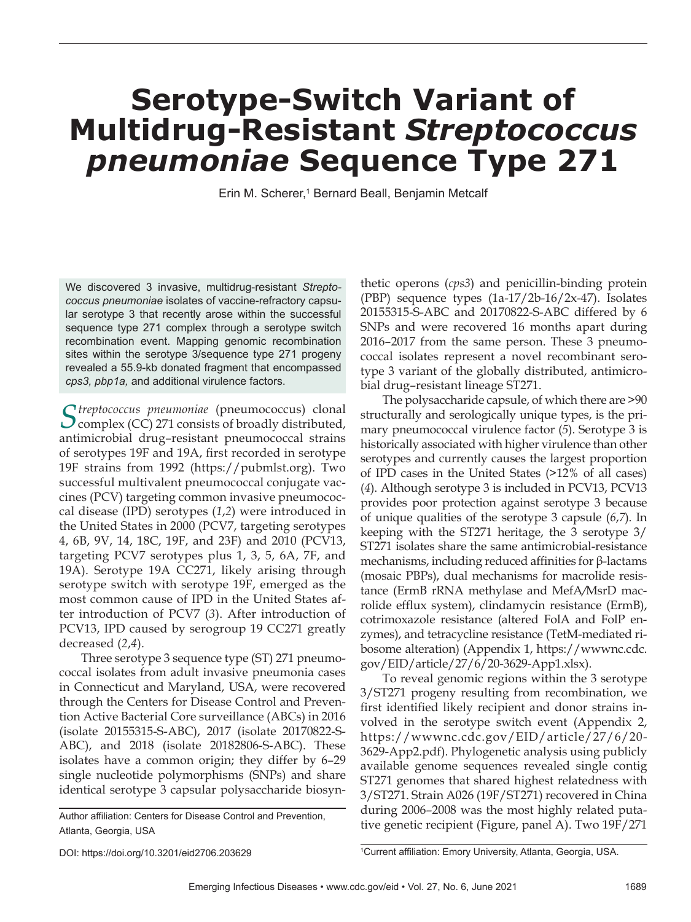# Serotype-Switch Variant of Multidrug-Resistant *Streptococcus pneumoniae* Sequence Type 271

Erin M. Scherer,[1] Bernard Beall, Benjamin Metcalf

We discovered 3 invasive, multidrug-resistant *Streptococcus pneumoniae* isolates of vaccine-refractory capsular serotype 3 that recently arose within the successful sequence type 271 complex through a serotype switch recombination event. Mapping genomic recombination sites within the serotype 3/sequence type 271 progeny revealed a 55.9-kb donated fragment that encompassed *cps3*, *pbp1a*, and additional virulence factors.

*Streptococcus pneumoniae* (pneumococcus) clonal complex (CC) 271 consists of broadly distributed, antimicrobial drug–resistant pneumococcal strains of serotypes 19F and 19A, first recorded in serotype 19F strains from 1992 (https://pubmlst.org). Two successful multivalent pneumococcal conjugate vaccines (PCV) targeting common invasive pneumococcal disease (IPD) serotypes (*1*,*2*) were introduced in the United States in 2000 (PCV7, targeting serotypes 4, 6B, 9V, 14, 18C, 19F, and 23F) and 2010 (PCV13, targeting PCV7 serotypes plus 1, 3, 5, 6A, 7F, and 19A). Serotype 19A CC271, likely arising through serotype switch with serotype 19F, emerged as the most common cause of IPD in the United States after introduction of PCV7 (*3*). After introduction of PCV13, IPD caused by serogroup 19 CC271 greatly decreased (*2*,*4*).

Three serotype 3 sequence type (ST) 271 pneumococcal isolates from adult invasive pneumonia cases in Connecticut and Maryland, USA, were recovered through the Centers for Disease Control and Prevention Active Bacterial Core surveillance (ABCs) in 2016 (isolate 20155315-S-ABC), 2017 (isolate 20170822-S-ABC), and 2018 (isolate 20182806-S-ABC). These isolates have a common origin; they differ by 6–29 single nucleotide polymorphisms (SNPs) and share identical serotype 3 capsular polysaccharide biosynthetic operons (*cps3*) and penicillin-binding protein (PBP) sequence types (1a-17/2b-16/2x-47). Isolates 20155315-S-ABC and 20170822-S-ABC differed by 6 SNPs and were recovered 16 months apart during 2016–2017 from the same person. These 3 pneumococcal isolates represent a novel recombinant serotype 3 variant of the globally distributed, antimicrobial drug–resistant lineage ST271.

The polysaccharide capsule, of which there are >90 structurally and serologically unique types, is the primary pneumococcal virulence factor (*5*). Serotype 3 is historically associated with higher virulence than other serotypes and currently causes the largest proportion of IPD cases in the United States (>12% of all cases) (*4*). Although serotype 3 is included in PCV13, PCV13 provides poor protection against serotype 3 because of unique qualities of the serotype 3 capsule (*6*,*7*). In keeping with the ST271 heritage, the 3 serotype 3/ST271 isolates share the same antimicrobial-resistance mechanisms, including reduced affinities for β-lactams (mosaic PBPs), dual mechanisms for macrolide resistance (ErmB rRNA methylase and MefA/MsrD macrolide efflux system), clindamycin resistance (ErmB), cotrimoxazole resistance (altered FolA and FolP enzymes), and tetracycline resistance (TetM-mediated ribosome alteration) (Appendix 1, https://wwwnc.cdc.gov/EID/article/27/6/20-3629-App1.xlsx).

To reveal genomic regions within the 3 serotype 3/ST271 progeny resulting from recombination, we first identified likely recipient and donor strains involved in the serotype switch event (Appendix 2, https://wwwnc.cdc.gov/EID/article/27/6/20-3629-App2.pdf). Phylogenetic analysis using publicly available genome sequences revealed single contig ST271 genomes that shared highest relatedness with 3/ST271. Strain A026 (19F/ST271) recovered in China during 2006–2008 was the most highly related putative genetic recipient (Figure, panel A). Two 19F/271

Author affiliation: Centers for Disease Control and Prevention, Atlanta, Georgia, USA

DOI: https://doi.org/10.3201/eid2706.203629

[1]Current affiliation: Emory University, Atlanta, Georgia, USA.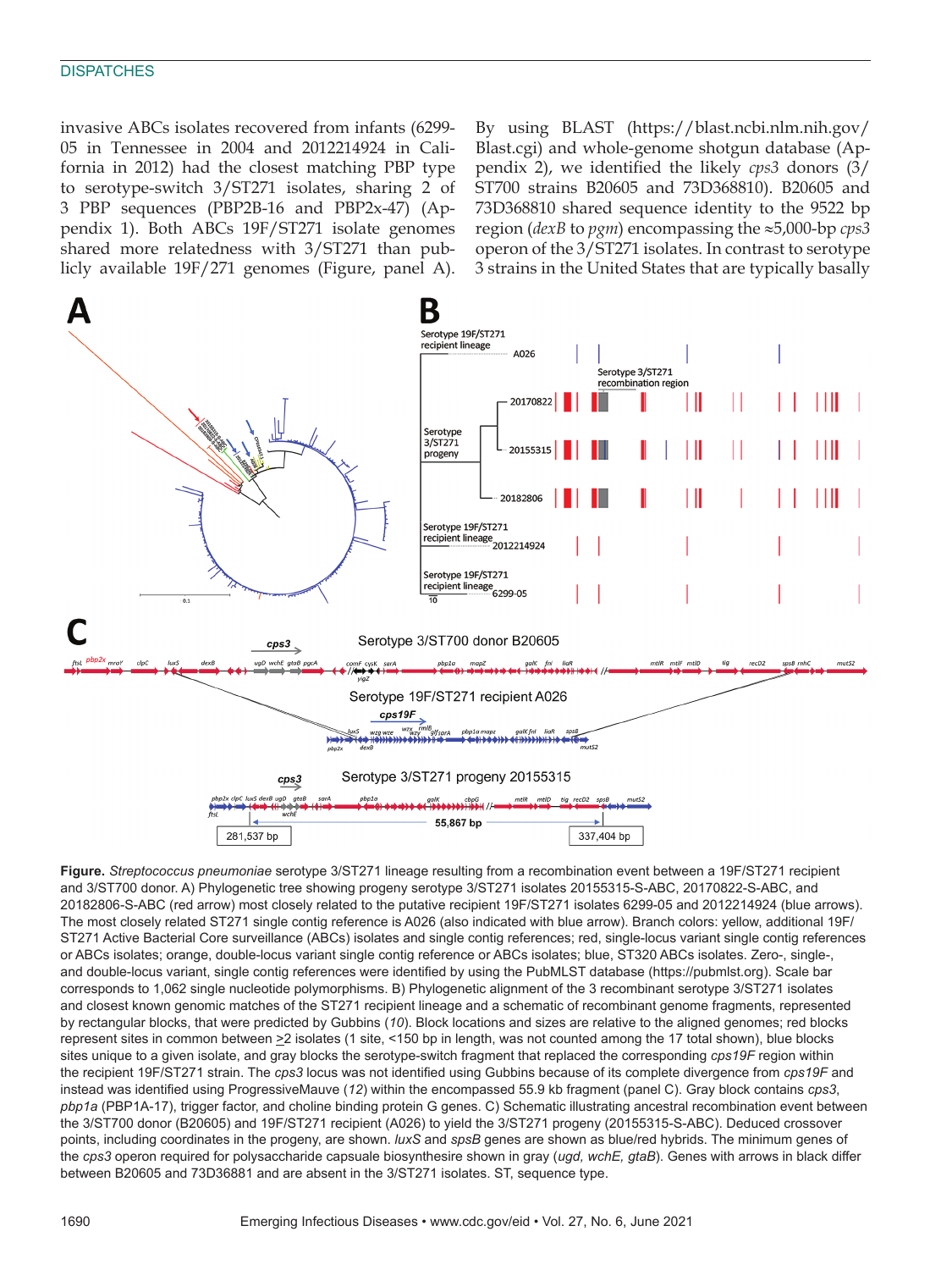invasive ABCs isolates recovered from infants (6299-05 in Tennessee in 2004 and 2012214924 in California in 2012) had the closest matching PBP type to serotype-switch 3/ST271 isolates, sharing 2 of 3 PBP sequences (PBP2B-16 and PBP2x-47) (Appendix 1). Both ABCs 19F/ST271 isolate genomes shared more relatedness with 3/ST271 than publicly available 19F/271 genomes (Figure, panel A). By using BLAST (https://blast.ncbi.nlm.nih.gov/Blast.cgi) and whole-genome shotgun database (Appendix 2), we identified the likely *cps3* donors (3/ST700 strains B20605 and 73D368810). B20605 and 73D368810 shared sequence identity to the 9522 bp region (*dexB* to *pgm*) encompassing the ≈5,000-bp *cps3* operon of the 3/ST271 isolates. In contrast to serotype 3 strains in the United States that are typically basally

A

0.1

B

Serotype 19F/ST271 recipient lineage

A026

Serotype 3/ST271 recombination region

20170822

Serotype 3/ST271 progeny

20155315

20182806

Serotype 19F/ST271 recipient lineage

2012214924

Serotype 19F/ST271 recipient lineage

6299-05

10

C

cps3

Serotype 3/ST700 donor B20605

ftsL pbp2x mraY clpC luxS dexB ugD wchE gtaB pgcA comF cysK sarA yigZ pbp1a mapZ galK fni liaR mtlR mtlF mtlD tig recD2 spsB rnhC mutS2

Serotype 19F/ST271 recipient A026

cps19F

luxS wzg wze wzx wzy rmlB glf sarA pbp1a mapz galK fni liaR spsB pbp2x dexB mutS2

cps3

Serotype 3/ST271 progeny 20155315

pbp2x clpC luxS dexB ugD gtaB sarA pbp1a galK cbpG mtlR mtlD tig recD2 spsB mutS2 ftsL wchE

55,867 bp

281,537 bp

337,404 bp

**Figure.** *Streptococcus pneumoniae* serotype 3/ST271 lineage resulting from a recombination event between a 19F/ST271 recipient and 3/ST700 donor. A) Phylogenetic tree showing progeny serotype 3/ST271 isolates 20155315-S-ABC, 20170822-S-ABC, and 20182806-S-ABC (red arrow) most closely related to the putative recipient 19F/ST271 isolates 6299-05 and 2012214924 (blue arrows). The most closely related ST271 single contig reference is A026 (also indicated with blue arrow). Branch colors: yellow, additional 19F/ST271 Active Bacterial Core surveillance (ABCs) isolates and single contig references; red, single-locus variant single contig references or ABCs isolates; orange, double-locus variant single contig reference or ABCs isolates; blue, ST320 ABCs isolates. Zero-, single-, and double-locus variant, single contig references were identified by using the PubMLST database (https://pubmlst.org). Scale bar corresponds to 1,062 single nucleotide polymorphisms. B) Phylogenetic alignment of the 3 recombinant serotype 3/ST271 isolates and closest known genomic matches of the ST271 recipient lineage and a schematic of recombinant genome fragments, represented by rectangular blocks, that were predicted by Gubbins (*10*). Block locations and sizes are relative to the aligned genomes; red blocks represent sites in common between >2 isolates (1 site, <150 bp in length, was not counted among the 17 total shown), blue blocks sites unique to a given isolate, and gray blocks the serotype-switch fragment that replaced the corresponding *cps19F* region within the recipient 19F/ST271 strain. The *cps3* locus was not identified using Gubbins because of its complete divergence from *cps19F* and instead was identified using ProgressiveMauve (*12*) within the encompassed 55.9 kb fragment (panel C). Gray block contains *cps3*, *pbp1a* (PBP1A-17), trigger factor, and choline binding protein G genes. C) Schematic illustrating ancestral recombination event between the 3/ST700 donor (B20605) and 19F/ST271 recipient (A026) to yield the 3/ST271 progeny (20155315-S-ABC). Deduced crossover points, including coordinates in the progeny, are shown. *luxS* and *spsB* genes are shown as blue/red hybrids. The minimum genes of the *cps3* operon required for polysaccharide capsuale biosynthesire shown in gray (*ugd, wchE, gtaB*). Genes with arrows in black differ between B20605 and 73D36881 and are absent in the 3/ST271 isolates. ST, sequence type.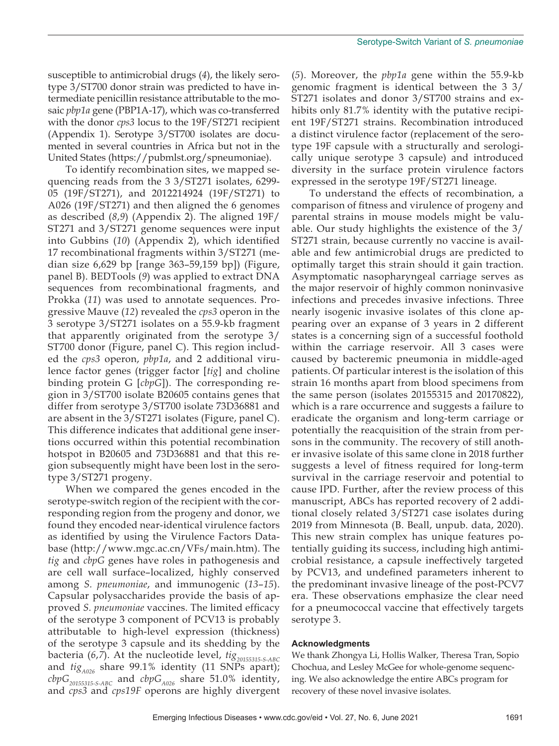susceptible to antimicrobial drugs (*4*), the likely serotype 3/ST700 donor strain was predicted to have intermediate penicillin resistance attributable to the mosaic *pbp1a* gene (PBP1A-17), which was co-transferred with the donor *cps3* locus to the 19F/ST271 recipient (Appendix 1). Serotype 3/ST700 isolates are documented in several countries in Africa but not in the United States (https://pubmlst.org/spneumoniae).

To identify recombination sites, we mapped sequencing reads from the 3 3/ST271 isolates, 6299-05 (19F/ST271), and 2012214924 (19F/ST271) to A026 (19F/ST271) and then aligned the 6 genomes as described (*8*,*9*) (Appendix 2). The aligned 19F/ST271 and 3/ST271 genome sequences were input into Gubbins (*10*) (Appendix 2), which identified 17 recombinational fragments within 3/ST271 (median size 6,629 bp [range 363–59,159 bp]) (Figure, panel B). BEDTools (*9*) was applied to extract DNA sequences from recombinational fragments, and Prokka (*11*) was used to annotate sequences. Progressive Mauve (*12*) revealed the *cps3* operon in the 3 serotype 3/ST271 isolates on a 55.9-kb fragment that apparently originated from the serotype 3/ST700 donor (Figure, panel C). This region included the *cps3* operon, *pbp1a*, and 2 additional virulence factor genes (trigger factor [*tig*] and choline binding protein G [*cbpG*]). The corresponding region in 3/ST700 isolate B20605 contains genes that differ from serotype 3/ST700 isolate 73D36881 and are absent in the 3/ST271 isolates (Figure, panel C). This difference indicates that additional gene insertions occurred within this potential recombination hotspot in B20605 and 73D36881 and that this region subsequently might have been lost in the serotype 3/ST271 progeny.

When we compared the genes encoded in the serotype-switch region of the recipient with the corresponding region from the progeny and donor, we found they encoded near-identical virulence factors as identified by using the Virulence Factors Database (http://www.mgc.ac.cn/VFs/main.htm). The *tig* and *cbpG* genes have roles in pathogenesis and are cell wall surface–localized, highly conserved among *S. pneumoniae*, and immunogenic (*13*–*15*). Capsular polysaccharides provide the basis of approved *S. pneumoniae* vaccines. The limited efficacy of the serotype 3 component of PCV13 is probably attributable to high-level expression (thickness) of the serotype 3 capsule and its shedding by the bacteria (*6*,*7*). At the nucleotide level, $tig_{20155315\text{-}S\text{-}ABC}$ and $tig_{A026}$ share 99.1% identity (11 SNPs apart); $cbpG_{20155315\text{-}S\text{-}ABC}$ and $cbpG_{A026}$ share 51.0% identity, and *cps3* and *cps19F* operons are highly divergent (*5*). Moreover, the *pbp1a* gene within the 55.9-kb genomic fragment is identical between the 3 3/ST271 isolates and donor 3/ST700 strains and exhibits only 81.7% identity with the putative recipient 19F/ST271 strains. Recombination introduced a distinct virulence factor (replacement of the serotype 19F capsule with a structurally and serologically unique serotype 3 capsule) and introduced diversity in the surface protein virulence factors expressed in the serotype 19F/ST271 lineage.

To understand the effects of recombination, a comparison of fitness and virulence of progeny and parental strains in mouse models might be valuable. Our study highlights the existence of the 3/ST271 strain, because currently no vaccine is available and few antimicrobial drugs are predicted to optimally target this strain should it gain traction. Asymptomatic nasopharyngeal carriage serves as the major reservoir of highly common noninvasive infections and precedes invasive infections. Three nearly isogenic invasive isolates of this clone appearing over an expanse of 3 years in 2 different states is a concerning sign of a successful foothold within the carriage reservoir. All 3 cases were caused by bacteremic pneumonia in middle-aged patients. Of particular interest is the isolation of this strain 16 months apart from blood specimens from the same person (isolates 20155315 and 20170822), which is a rare occurrence and suggests a failure to eradicate the organism and long-term carriage or potentially the reacquisition of the strain from persons in the community. The recovery of still another invasive isolate of this same clone in 2018 further suggests a level of fitness required for long-term survival in the carriage reservoir and potential to cause IPD. Further, after the review process of this manuscript, ABCs has reported recovery of 2 additional closely related 3/ST271 case isolates during 2019 from Minnesota (B. Beall, unpub. data, 2020). This new strain complex has unique features potentially guiding its success, including high antimicrobial resistance, a capsule ineffectively targeted by PCV13, and undefined parameters inherent to the predominant invasive lineage of the post-PCV7 era. These observations emphasize the clear need for a pneumococcal vaccine that effectively targets serotype 3.

### Acknowledgments

We thank Zhongya Li, Hollis Walker, Theresa Tran, Sopio Chochua, and Lesley McGee for whole-genome sequencing. We also acknowledge the entire ABCs program for recovery of these novel invasive isolates.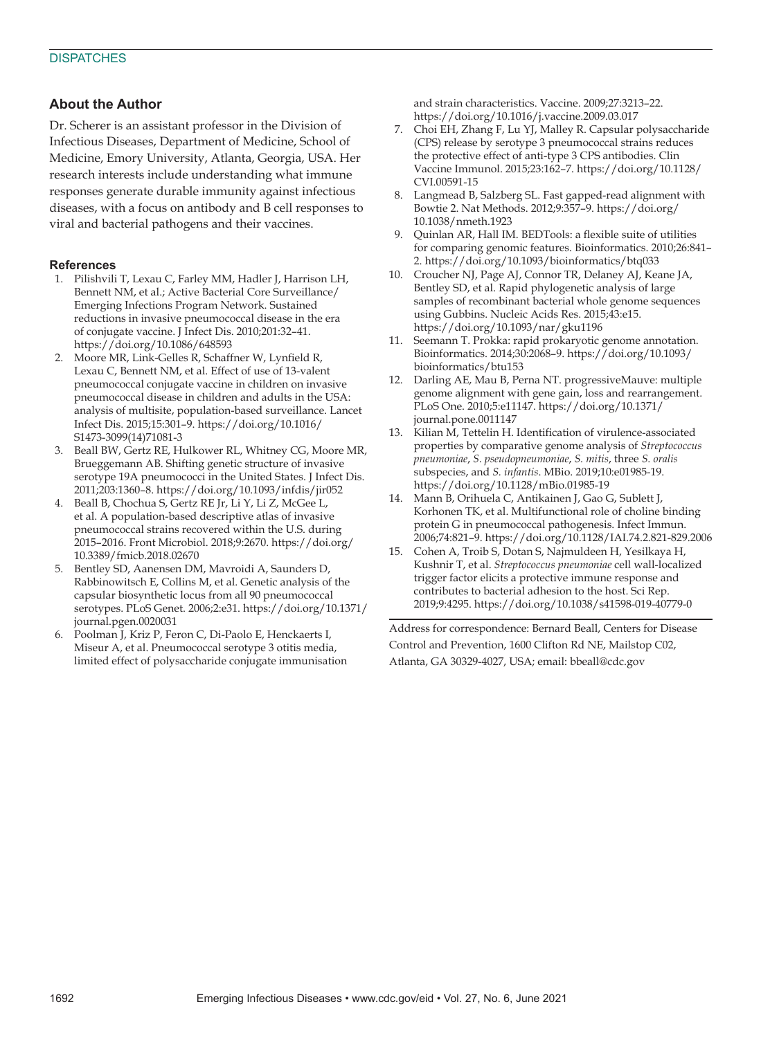## About the Author

Dr. Scherer is an assistant professor in the Division of Infectious Diseases, Department of Medicine, School of Medicine, Emory University, Atlanta, Georgia, USA. Her research interests include understanding what immune responses generate durable immunity against infectious diseases, with a focus on antibody and B cell responses to viral and bacterial pathogens and their vaccines.

### References

1. Pilishvili T, Lexau C, Farley MM, Hadler J, Harrison LH, Bennett NM, et al.; Active Bacterial Core Surveillance/Emerging Infections Program Network. Sustained reductions in invasive pneumococcal disease in the era of conjugate vaccine. J Infect Dis. 2010;201:32–41. https://doi.org/10.1086/648593
2. Moore MR, Link-Gelles R, Schaffner W, Lynfield R, Lexau C, Bennett NM, et al. Effect of use of 13-valent pneumococcal conjugate vaccine in children on invasive pneumococcal disease in children and adults in the USA: analysis of multisite, population-based surveillance. Lancet Infect Dis. 2015;15:301–9. https://doi.org/10.1016/S1473-3099(14)71081-3
3. Beall BW, Gertz RE, Hulkower RL, Whitney CG, Moore MR, Brueggemann AB. Shifting genetic structure of invasive serotype 19A pneumococci in the United States. J Infect Dis. 2011;203:1360–8. https://doi.org/10.1093/infdis/jir052
4. Beall B, Chochua S, Gertz RE Jr, Li Y, Li Z, McGee L, et al. A population-based descriptive atlas of invasive pneumococcal strains recovered within the U.S. during 2015–2016. Front Microbiol. 2018;9:2670. https://doi.org/10.3389/fmicb.2018.02670
5. Bentley SD, Aanensen DM, Mavroidi A, Saunders D, Rabbinowitsch E, Collins M, et al. Genetic analysis of the capsular biosynthetic locus from all 90 pneumococcal serotypes. PLoS Genet. 2006;2:e31. https://doi.org/10.1371/journal.pgen.0020031
6. Poolman J, Kriz P, Feron C, Di-Paolo E, Henckaerts I, Miseur A, et al. Pneumococcal serotype 3 otitis media, limited effect of polysaccharide conjugate immunisation and strain characteristics. Vaccine. 2009;27:3213–22. https://doi.org/10.1016/j.vaccine.2009.03.017
7. Choi EH, Zhang F, Lu YJ, Malley R. Capsular polysaccharide (CPS) release by serotype 3 pneumococcal strains reduces the protective effect of anti-type 3 CPS antibodies. Clin Vaccine Immunol. 2015;23:162–7. https://doi.org/10.1128/CVI.00591-15
8. Langmead B, Salzberg SL. Fast gapped-read alignment with Bowtie 2. Nat Methods. 2012;9:357–9. https://doi.org/10.1038/nmeth.1923
9. Quinlan AR, Hall IM. BEDTools: a flexible suite of utilities for comparing genomic features. Bioinformatics. 2010;26:841–2. https://doi.org/10.1093/bioinformatics/btq033
10. Croucher NJ, Page AJ, Connor TR, Delaney AJ, Keane JA, Bentley SD, et al. Rapid phylogenetic analysis of large samples of recombinant bacterial whole genome sequences using Gubbins. Nucleic Acids Res. 2015;43:e15. https://doi.org/10.1093/nar/gku1196
11. Seemann T. Prokka: rapid prokaryotic genome annotation. Bioinformatics. 2014;30:2068–9. https://doi.org/10.1093/bioinformatics/btu153
12. Darling AE, Mau B, Perna NT. progressiveMauve: multiple genome alignment with gene gain, loss and rearrangement. PLoS One. 2010;5:e11147. https://doi.org/10.1371/journal.pone.0011147
13. Kilian M, Tettelin H. Identification of virulence-associated properties by comparative genome analysis of *Streptococcus pneumoniae*, *S. pseudopneumoniae*, *S. mitis*, three *S. oralis* subspecies, and *S. infantis*. MBio. 2019;10:e01985-19. https://doi.org/10.1128/mBio.01985-19
14. Mann B, Orihuela C, Antikainen J, Gao G, Sublett J, Korhonen TK, et al. Multifunctional role of choline binding protein G in pneumococcal pathogenesis. Infect Immun. 2006;74:821–9. https://doi.org/10.1128/IAI.74.2.821-829.2006
15. Cohen A, Troib S, Dotan S, Najmuldeen H, Yesilkaya H, Kushnir T, et al. *Streptococcus pneumoniae* cell wall-localized trigger factor elicits a protective immune response and contributes to bacterial adhesion to the host. Sci Rep. 2019;9:4295. https://doi.org/10.1038/s41598-019-40779-0

Address for correspondence: Bernard Beall, Centers for Disease Control and Prevention, 1600 Clifton Rd NE, Mailstop C02, Atlanta, GA 30329-4027, USA; email: bbeall@cdc.gov